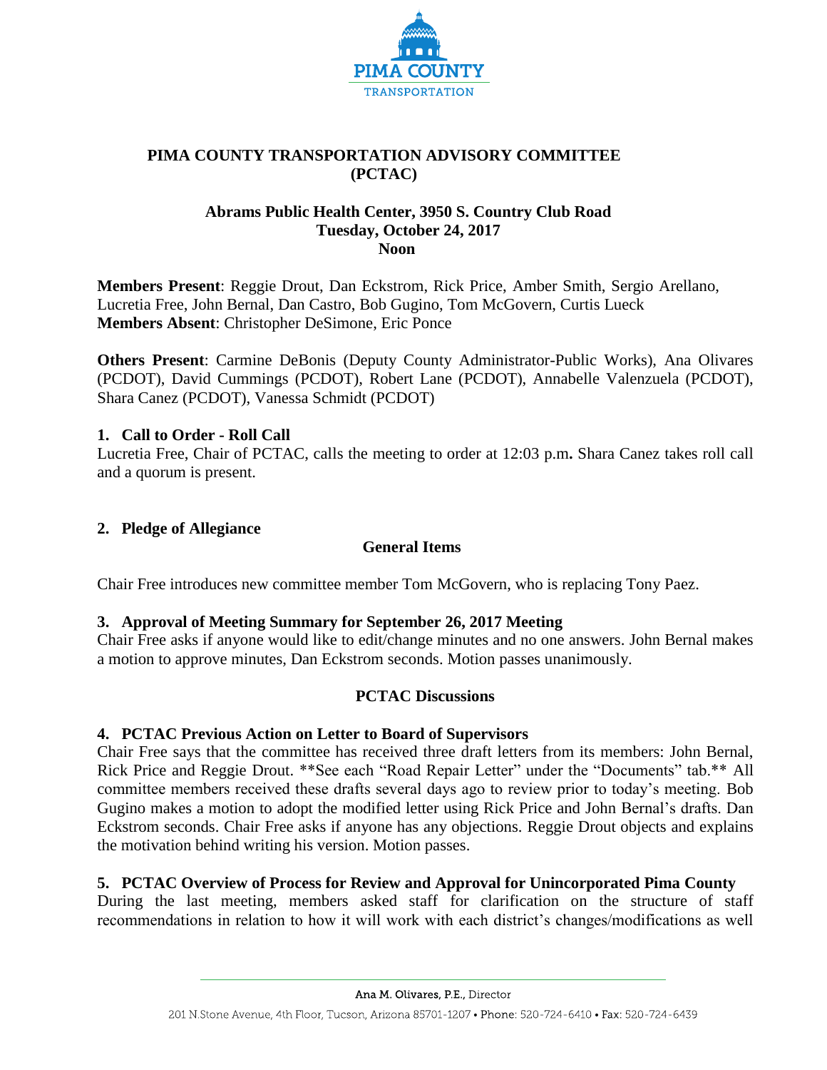# PIMA COUNTY TRANSPORTATION ADVISORY COMMITTEE (PCTAC)

**Abrams Public Health Center, 3950 S. Country Club Road**
**Tuesday, October 24, 2017**
**Noon**

**Members Present**: Reggie Drout, Dan Eckstrom, Rick Price, Amber Smith, Sergio Arellano, Lucretia Free, John Bernal, Dan Castro, Bob Gugino, Tom McGovern, Curtis Lueck
**Members Absent**: Christopher DeSimone, Eric Ponce

**Others Present**: Carmine DeBonis (Deputy County Administrator-Public Works), Ana Olivares (PCDOT), David Cummings (PCDOT), Robert Lane (PCDOT), Annabelle Valenzuela (PCDOT), Shara Canez (PCDOT), Vanessa Schmidt (PCDOT)

## 1. Call to Order - Roll Call

Lucretia Free, Chair of PCTAC, calls the meeting to order at 12:03 p.m**.** Shara Canez takes roll call and a quorum is present.

## 2. Pledge of Allegiance

### General Items

Chair Free introduces new committee member Tom McGovern, who is replacing Tony Paez.

## 3. Approval of Meeting Summary for September 26, 2017 Meeting

Chair Free asks if anyone would like to edit/change minutes and no one answers. John Bernal makes a motion to approve minutes, Dan Eckstrom seconds. Motion passes unanimously.

### PCTAC Discussions

## 4. PCTAC Previous Action on Letter to Board of Supervisors

Chair Free says that the committee has received three draft letters from its members: John Bernal, Rick Price and Reggie Drout. **See each "Road Repair Letter" under the "Documents" tab.** All committee members received these drafts several days ago to review prior to today's meeting. Bob Gugino makes a motion to adopt the modified letter using Rick Price and John Bernal's drafts. Dan Eckstrom seconds. Chair Free asks if anyone has any objections. Reggie Drout objects and explains the motivation behind writing his version. Motion passes.

## 5. PCTAC Overview of Process for Review and Approval for Unincorporated Pima County

During the last meeting, members asked staff for clarification on the structure of staff recommendations in relation to how it will work with each district's changes/modifications as well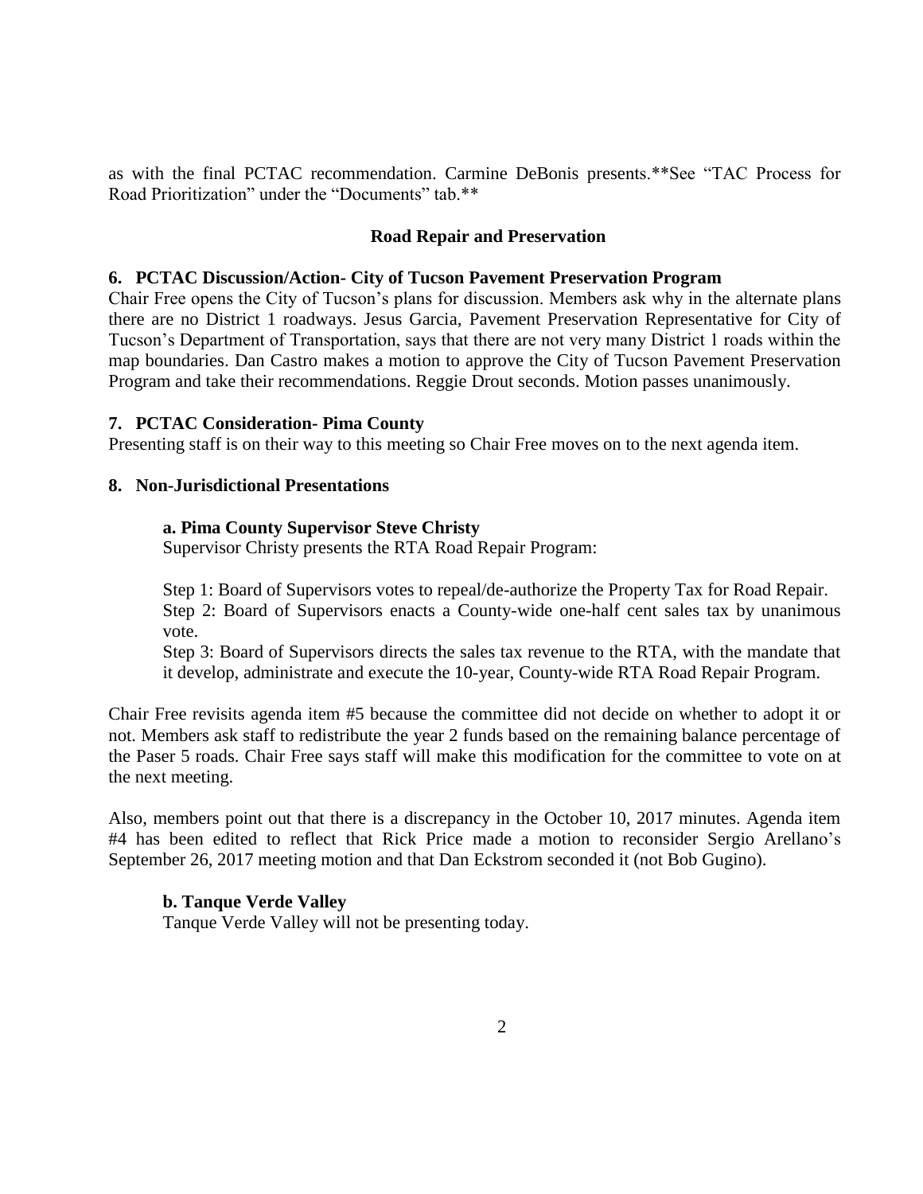as with the final PCTAC recommendation. Carmine DeBonis presents.**See "TAC Process for Road Prioritization" under the "Documents" tab.**

## Road Repair and Preservation

### 6. PCTAC Discussion/Action- City of Tucson Pavement Preservation Program

Chair Free opens the City of Tucson's plans for discussion. Members ask why in the alternate plans there are no District 1 roadways. Jesus Garcia, Pavement Preservation Representative for City of Tucson's Department of Transportation, says that there are not very many District 1 roads within the map boundaries. Dan Castro makes a motion to approve the City of Tucson Pavement Preservation Program and take their recommendations. Reggie Drout seconds. Motion passes unanimously.

### 7. PCTAC Consideration- Pima County

Presenting staff is on their way to this meeting so Chair Free moves on to the next agenda item.

### 8. Non-Jurisdictional Presentations

**a. Pima County Supervisor Steve Christy**

Supervisor Christy presents the RTA Road Repair Program:

Step 1: Board of Supervisors votes to repeal/de-authorize the Property Tax for Road Repair.
Step 2: Board of Supervisors enacts a County-wide one-half cent sales tax by unanimous vote.
Step 3: Board of Supervisors directs the sales tax revenue to the RTA, with the mandate that it develop, administrate and execute the 10-year, County-wide RTA Road Repair Program.

Chair Free revisits agenda item #5 because the committee did not decide on whether to adopt it or not. Members ask staff to redistribute the year 2 funds based on the remaining balance percentage of the Paser 5 roads. Chair Free says staff will make this modification for the committee to vote on at the next meeting.

Also, members point out that there is a discrepancy in the October 10, 2017 minutes. Agenda item #4 has been edited to reflect that Rick Price made a motion to reconsider Sergio Arellano's September 26, 2017 meeting motion and that Dan Eckstrom seconded it (not Bob Gugino).

**b. Tanque Verde Valley**

Tanque Verde Valley will not be presenting today.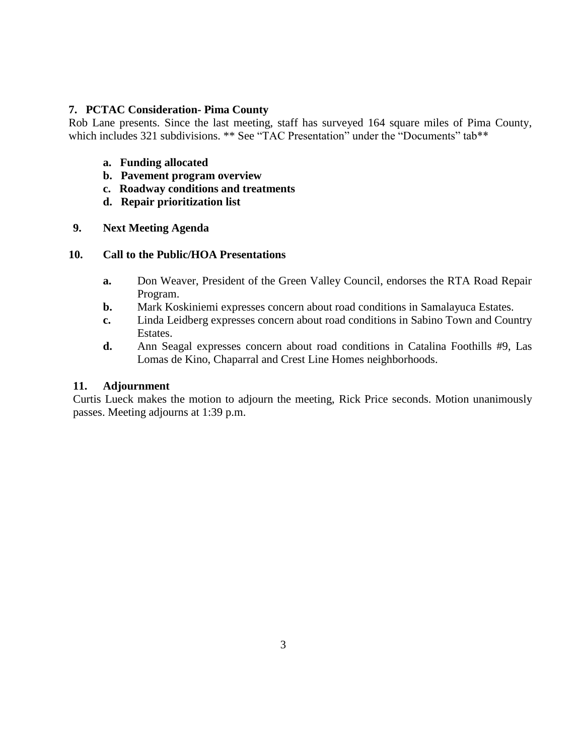**7. PCTAC Consideration- Pima County**

Rob Lane presents. Since the last meeting, staff has surveyed 164 square miles of Pima County, which includes 321 subdivisions. ** See “TAC Presentation” under the “Documents” tab**

- **a. Funding allocated**
- **b. Pavement program overview**
- **c. Roadway conditions and treatments**
- **d. Repair prioritization list**

**9. Next Meeting Agenda**

**10. Call to the Public/HOA Presentations**

- **a.** Don Weaver, President of the Green Valley Council, endorses the RTA Road Repair Program.
- **b.** Mark Koskiniemi expresses concern about road conditions in Samalayuca Estates.
- **c.** Linda Leidberg expresses concern about road conditions in Sabino Town and Country Estates.
- **d.** Ann Seagal expresses concern about road conditions in Catalina Foothills #9, Las Lomas de Kino, Chaparral and Crest Line Homes neighborhoods.

**11. Adjournment**

Curtis Lueck makes the motion to adjourn the meeting, Rick Price seconds. Motion unanimously passes. Meeting adjourns at 1:39 p.m.